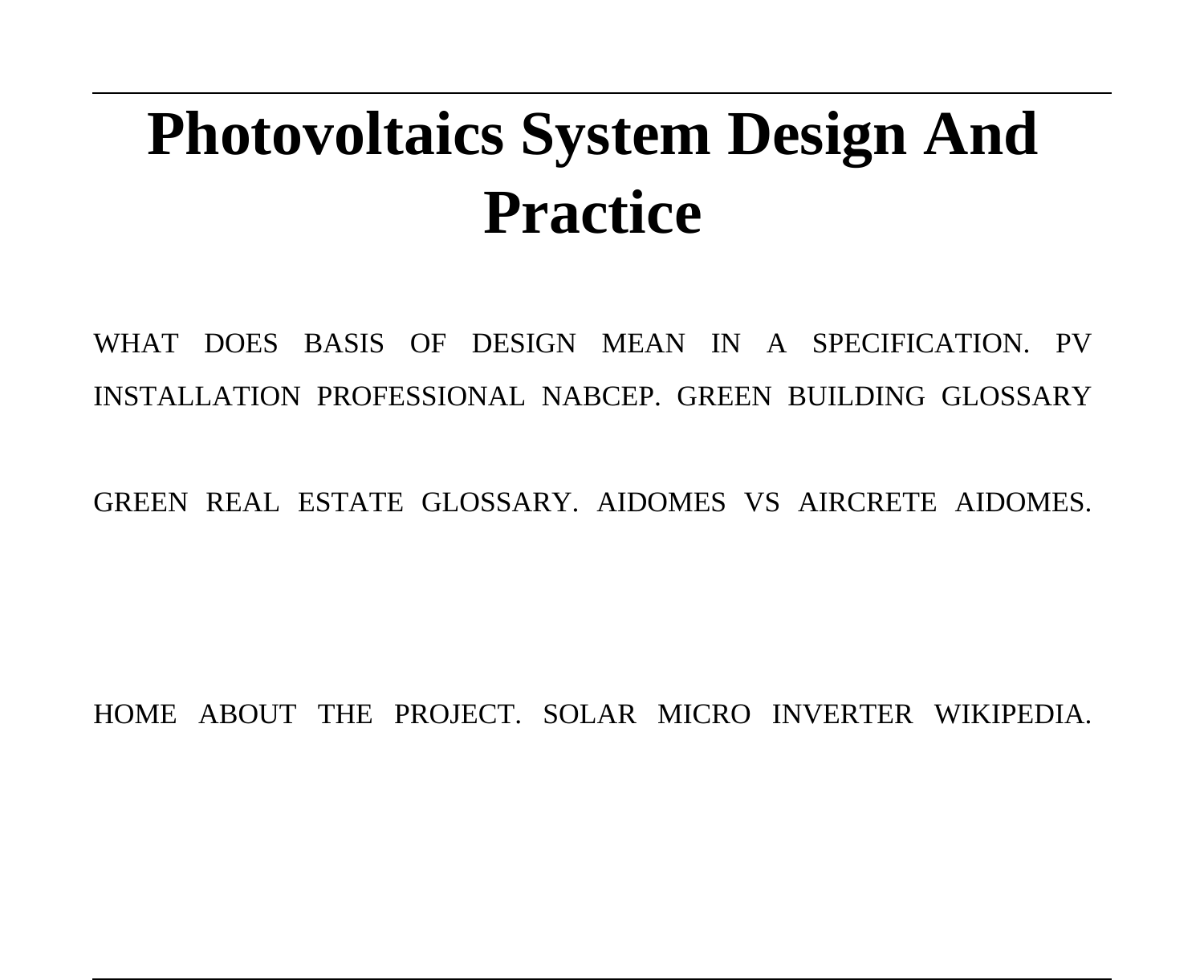# Photovoltaics System Design And Practice

WHAT DOES BASIS OF DESIGN MEAN IN A SPECIFICATION. PV INSTALLATION PROFESSIONAL NABCEP. GREEN BUILDING GLOSSARY GREEN REAL ESTATE GLOSSARY. AIDOMES VS AIRCRETE AIDOMES. HOME ABOUT THE PROJECT. SOLAR MICRO INVERTER WIKIPEDIA.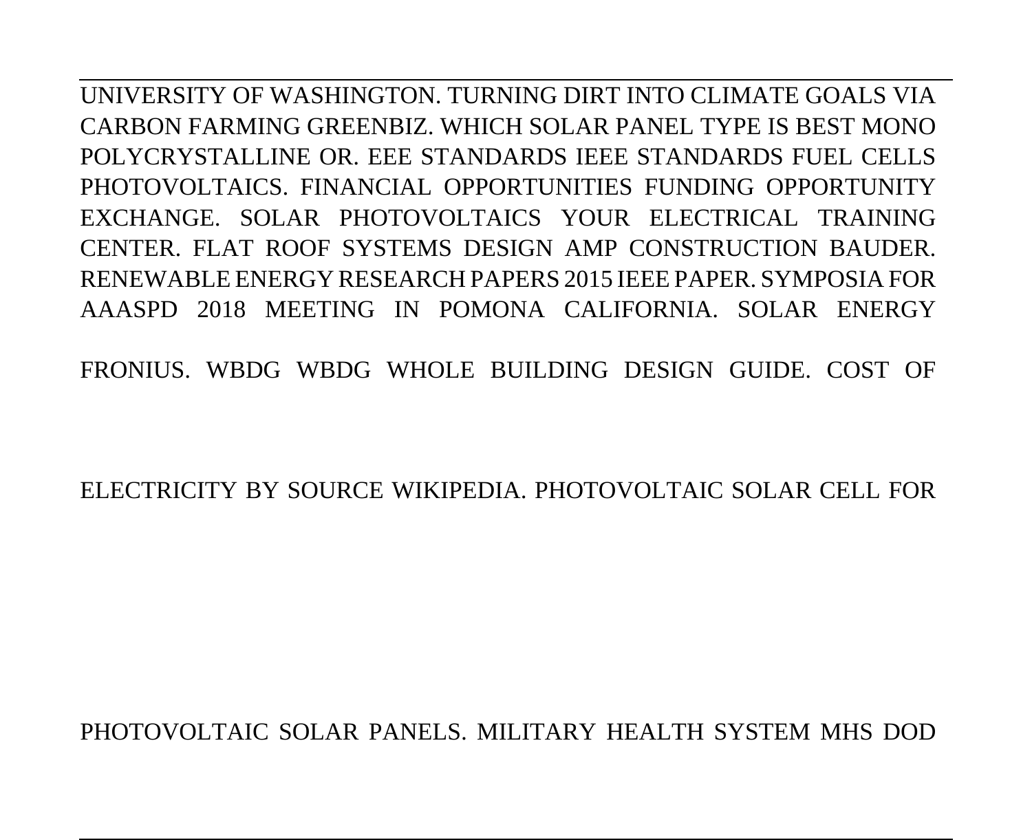UNIVERSITY OF WASHINGTON. TURNING DIRT INTO CLIMATE GOALS VIA CARBON FARMING GREENBIZ. WHICH SOLAR PANEL TYPE IS BEST MONO POLYCRYSTALLINE OR. EEE STANDARDS IEEE STANDARDS FUEL CELLS PHOTOVOLTAICS. FINANCIAL OPPORTUNITIES FUNDING OPPORTUNITY EXCHANGE. SOLAR PHOTOVOLTAICS YOUR ELECTRICAL TRAINING CENTER. FLAT ROOF SYSTEMS DESIGN AMP CONSTRUCTION BAUDER. RENEWABLE ENERGY RESEARCH PAPERS 2015 IEEE PAPER. SYMPOSIA FOR AAASPD 2018 MEETING IN POMONA CALIFORNIA. SOLAR ENERGY FRONIUS. WBDG WBDG WHOLE BUILDING DESIGN GUIDE. COST OF ELECTRICITY BY SOURCE WIKIPEDIA. PHOTOVOLTAIC SOLAR CELL FOR PHOTOVOLTAIC SOLAR PANELS. MILITARY HEALTH SYSTEM MHS DOD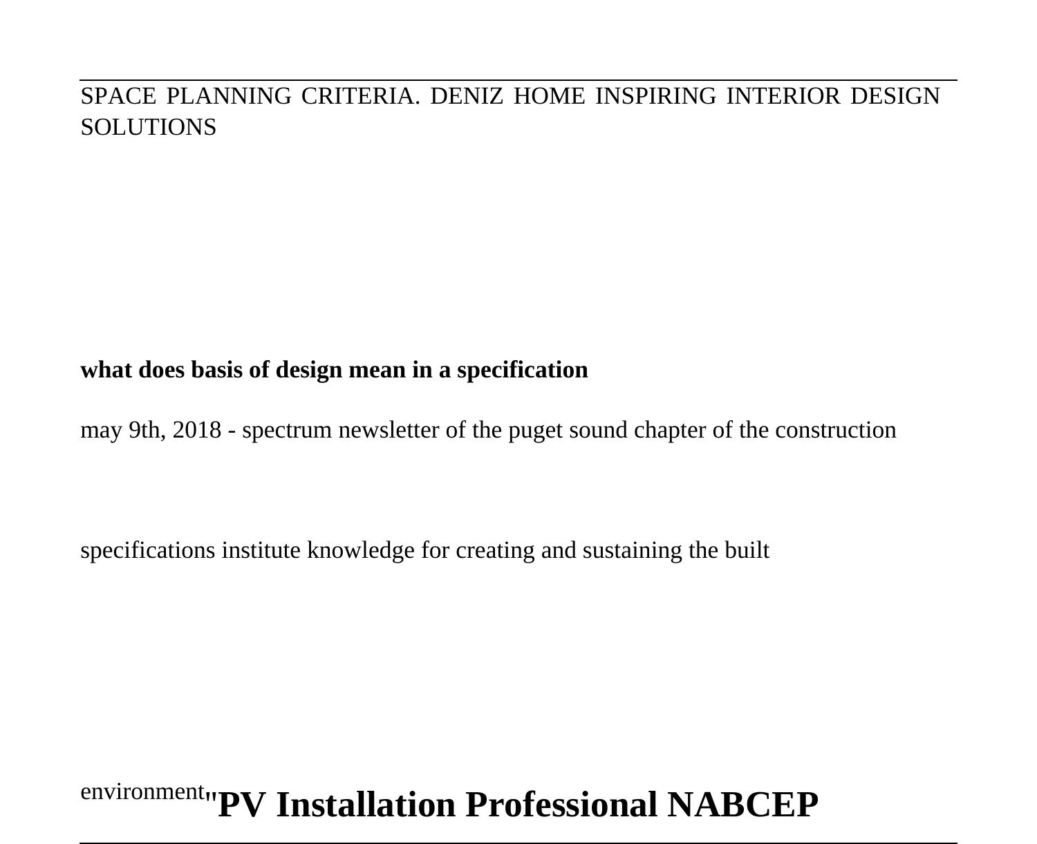SPACE PLANNING CRITERIA. DENIZ HOME INSPIRING INTERIOR DESIGN SOLUTIONS

**what does basis of design mean in a specification**

may 9th, 2018 - spectrum newsletter of the puget sound chapter of the construction

specifications institute knowledge for creating and sustaining the built

environment''**PV Installation Professional NABCEP**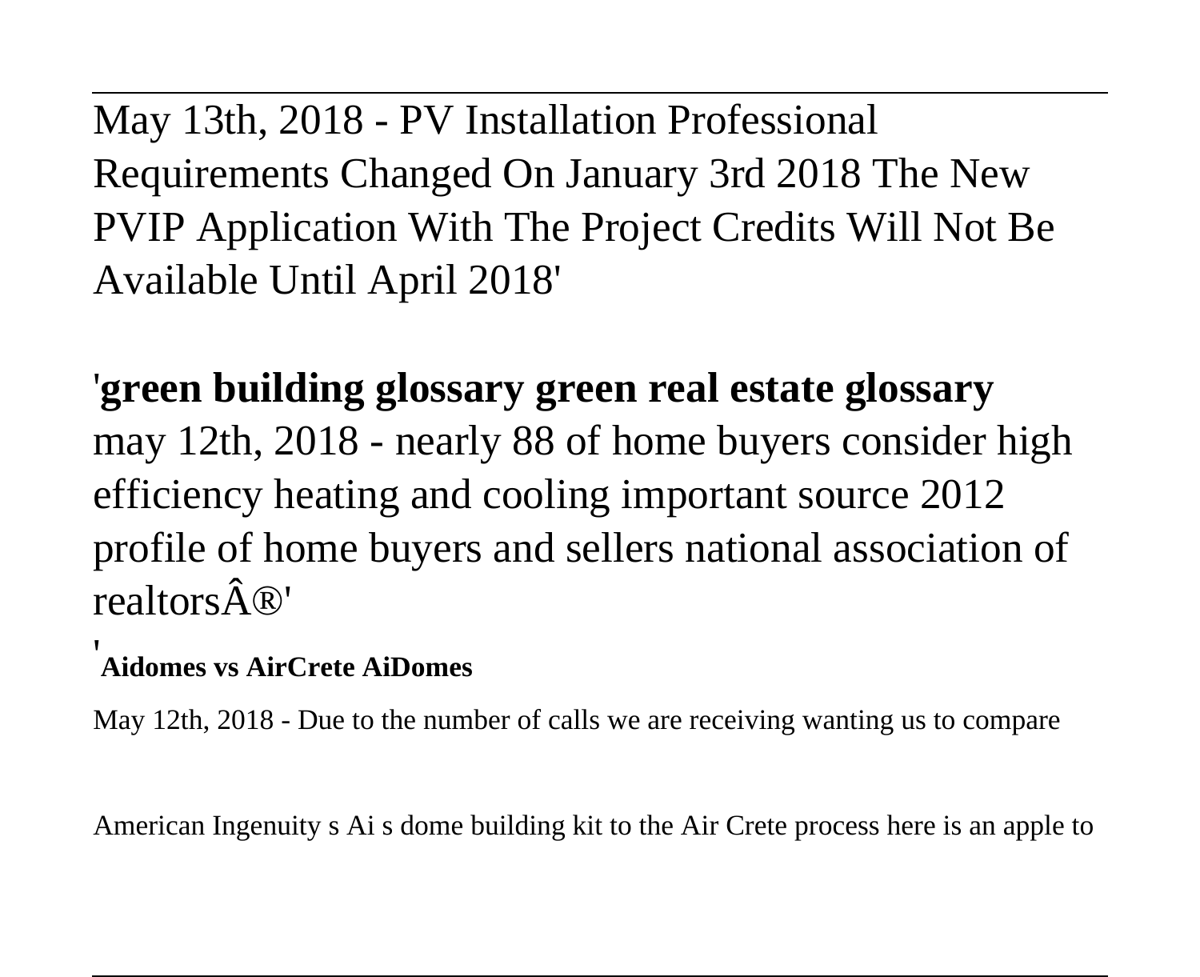May 13th, 2018 - PV Installation Professional Requirements Changed On January 3rd 2018 The New PVIP Application With The Project Credits Will Not Be Available Until April 2018'

'**green building glossary green real estate glossary**
may 12th, 2018 - nearly 88 of home buyers consider high efficiency heating and cooling important source 2012 profile of home buyers and sellers national association of realtorsÂ®'

'**Aidomes vs AirCrete AiDomes**

May 12th, 2018 - Due to the number of calls we are receiving wanting us to compare

American Ingenuity s Ai s dome building kit to the Air Crete process here is an apple to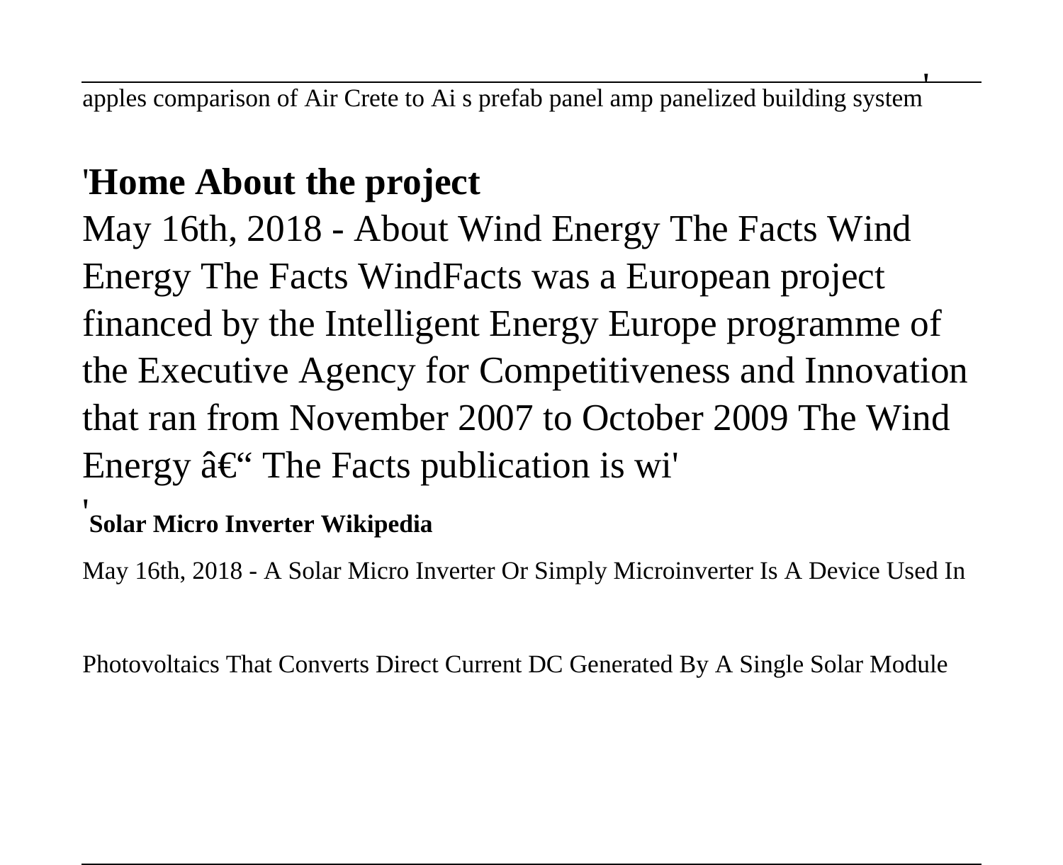apples comparison of Air Crete to Ai s prefab panel amp panelized building system'

## 'Home About the project

May 16th, 2018 - About Wind Energy The Facts Wind Energy The Facts WindFacts was a European project financed by the Intelligent Energy Europe programme of the Executive Agency for Competitiveness and Innovation that ran from November 2007 to October 2009 The Wind Energy â€“ The Facts publication is wi'

### 'Solar Micro Inverter Wikipedia

May 16th, 2018 - A Solar Micro Inverter Or Simply Microinverter Is A Device Used In

Photovoltaics That Converts Direct Current DC Generated By A Single Solar Module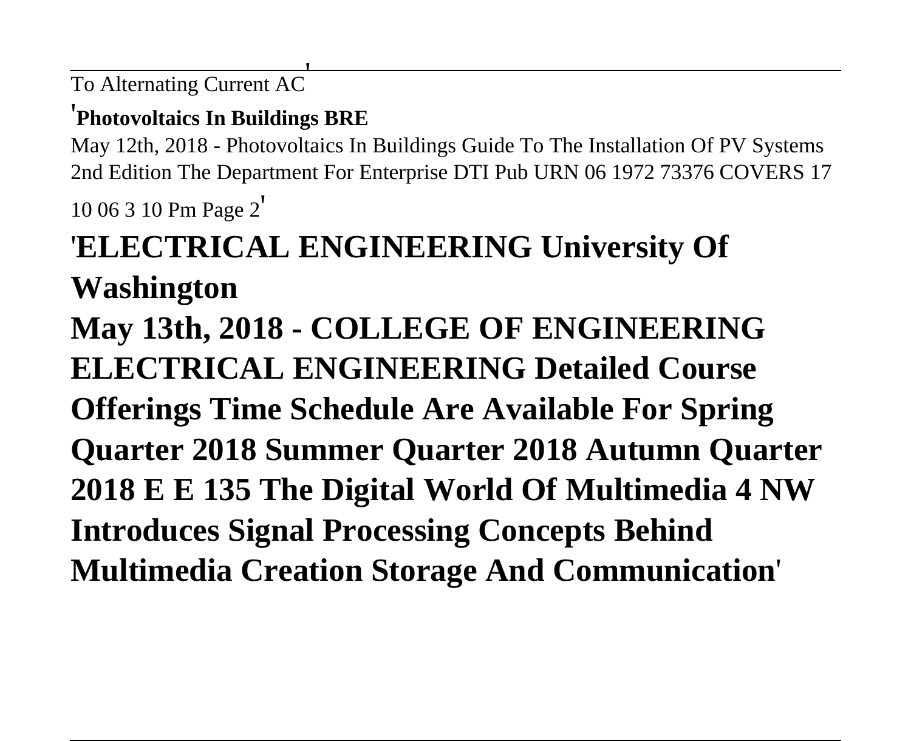To Alternating Current AC'

'**Photovoltaics In Buildings BRE**

May 12th, 2018 - Photovoltaics In Buildings Guide To The Installation Of PV Systems 2nd Edition The Department For Enterprise DTI Pub URN 06 1972 73376 COVERS 17 10 06 3 10 Pm Page 2'

## 'ELECTRICAL ENGINEERING University Of Washington

**May 13th, 2018 - COLLEGE OF ENGINEERING ELECTRICAL ENGINEERING Detailed Course Offerings Time Schedule Are Available For Spring Quarter 2018 Summer Quarter 2018 Autumn Quarter 2018 E E 135 The Digital World Of Multimedia 4 NW Introduces Signal Processing Concepts Behind Multimedia Creation Storage And Communication'**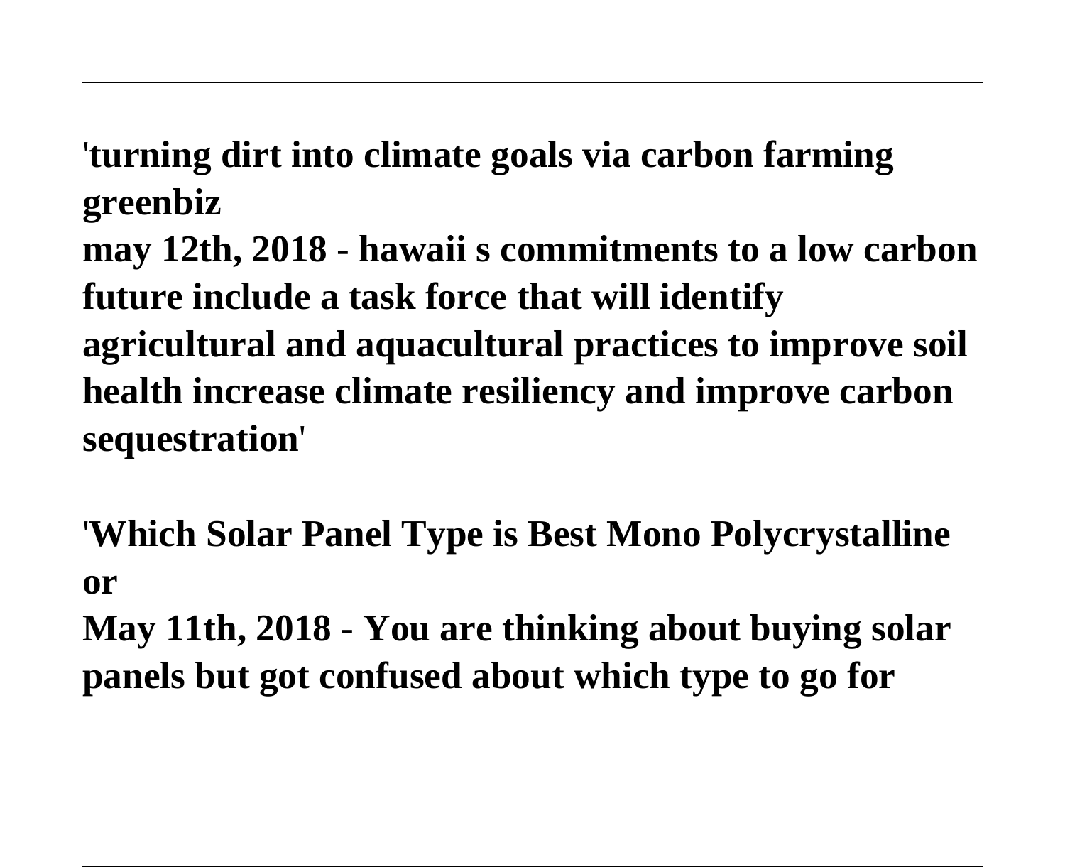'**turning dirt into climate goals via carbon farming greenbiz**
**may 12th, 2018 - hawaii s commitments to a low carbon future include a task force that will identify agricultural and aquacultural practices to improve soil health increase climate resiliency and improve carbon sequestration**'

'**Which Solar Panel Type is Best Mono Polycrystalline or**
**May 11th, 2018 - You are thinking about buying solar panels but got confused about which type to go for**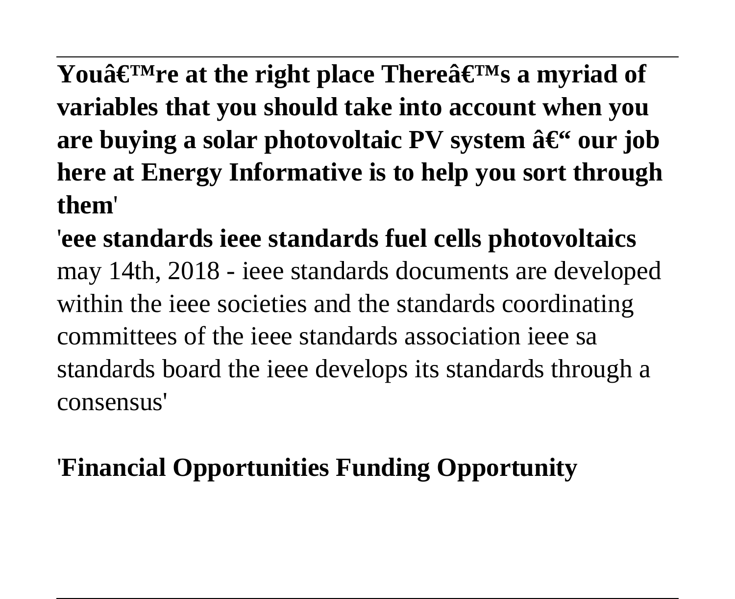**Youâ€™re at the right place Thereâ€™s a myriad of variables that you should take into account when you are buying a solar photovoltaic PV system â€“ our job here at Energy Informative is to help you sort through them**'

'**eee standards ieee standards fuel cells photovoltaics** may 14th, 2018 - ieee standards documents are developed within the ieee societies and the standards coordinating committees of the ieee standards association ieee sa standards board the ieee develops its standards through a consensus'

'**Financial Opportunities Funding Opportunity**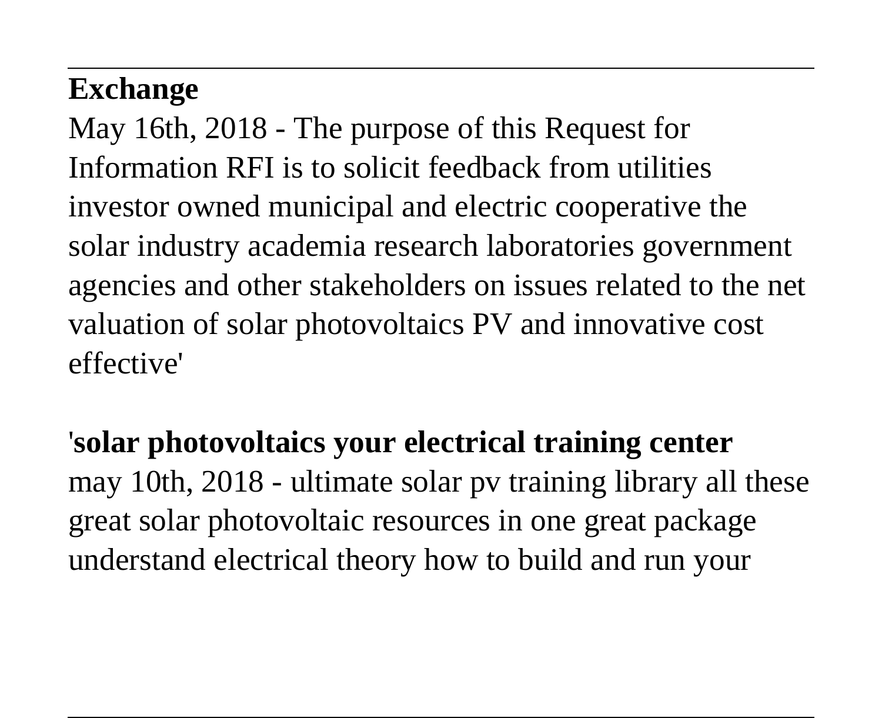**Exchange**

May 16th, 2018 - The purpose of this Request for Information RFI is to solicit feedback from utilities investor owned municipal and electric cooperative the solar industry academia research laboratories government agencies and other stakeholders on issues related to the net valuation of solar photovoltaics PV and innovative cost effective'

'**solar photovoltaics your electrical training center**

may 10th, 2018 - ultimate solar pv training library all these great solar photovoltaic resources in one great package understand electrical theory how to build and run your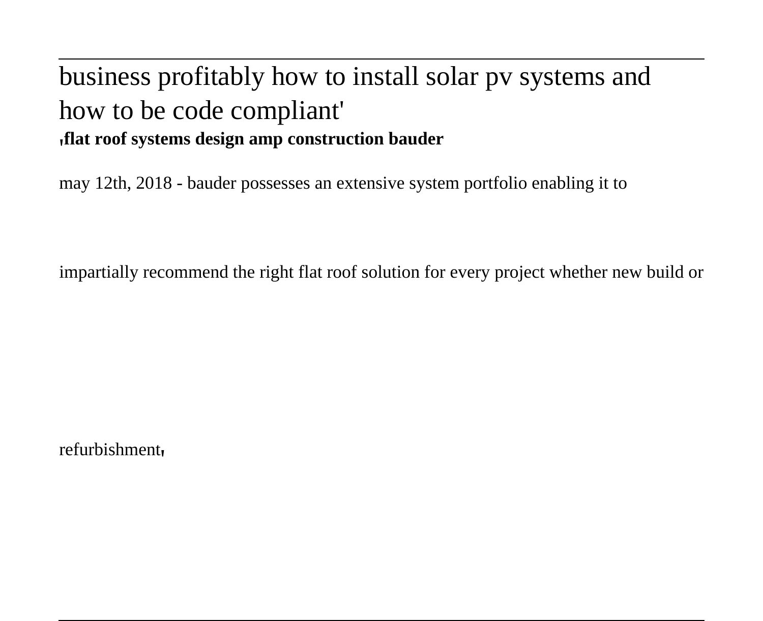business profitably how to install solar pv systems and how to be code compliant'

'**flat roof systems design amp construction bauder**

may 12th, 2018 - bauder possesses an extensive system portfolio enabling it to

impartially recommend the right flat roof solution for every project whether new build or

refurbishment'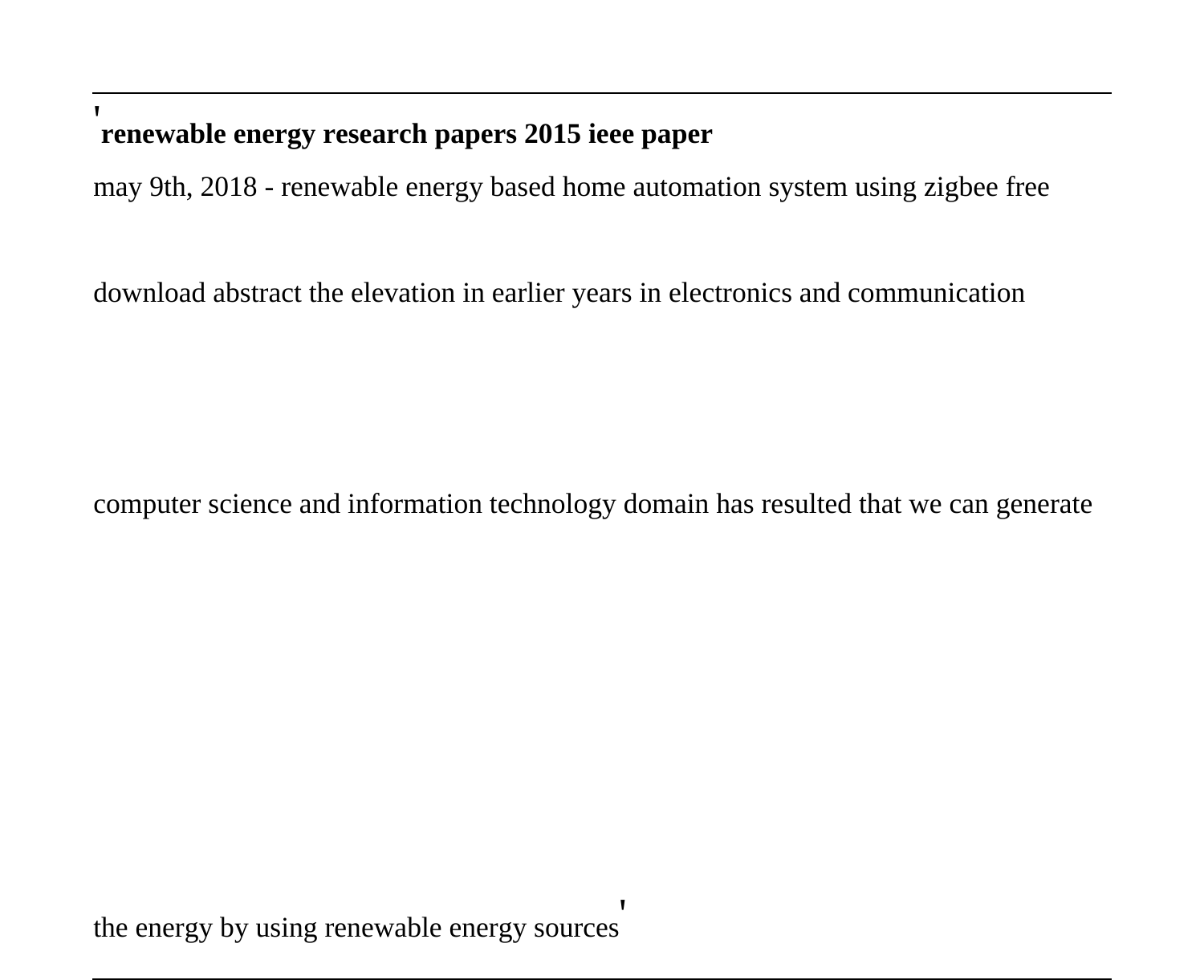'**renewable energy research papers 2015 ieee paper**

may 9th, 2018 - renewable energy based home automation system using zigbee free

download abstract the elevation in earlier years in electronics and communication

computer science and information technology domain has resulted that we can generate

the energy by using renewable energy sources'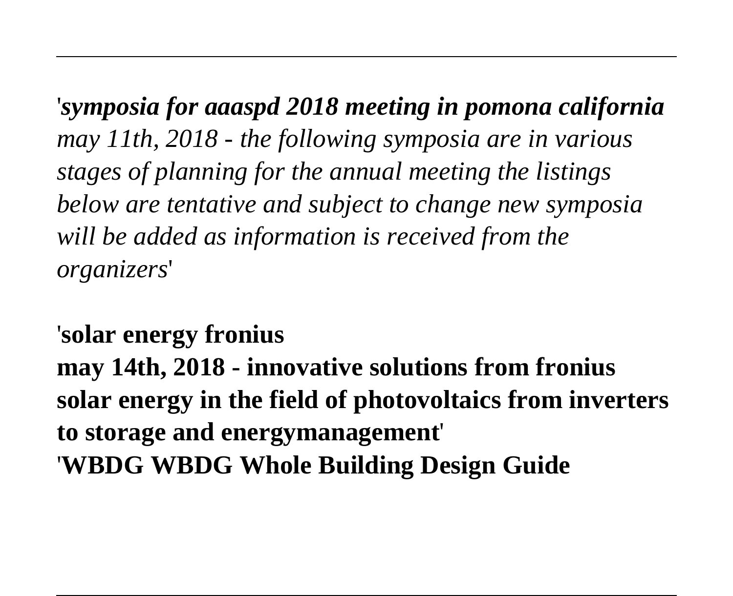'***symposia for aaaspd 2018 meeting in pomona california*** *may 11th, 2018 - the following symposia are in various stages of planning for the annual meeting the listings below are tentative and subject to change new symposia will be added as information is received from the organizers*'

'**solar energy fronius**
**may 14th, 2018 - innovative solutions from fronius solar energy in the field of photovoltaics from inverters to storage and energymanagement**'
'**WBDG WBDG Whole Building Design Guide**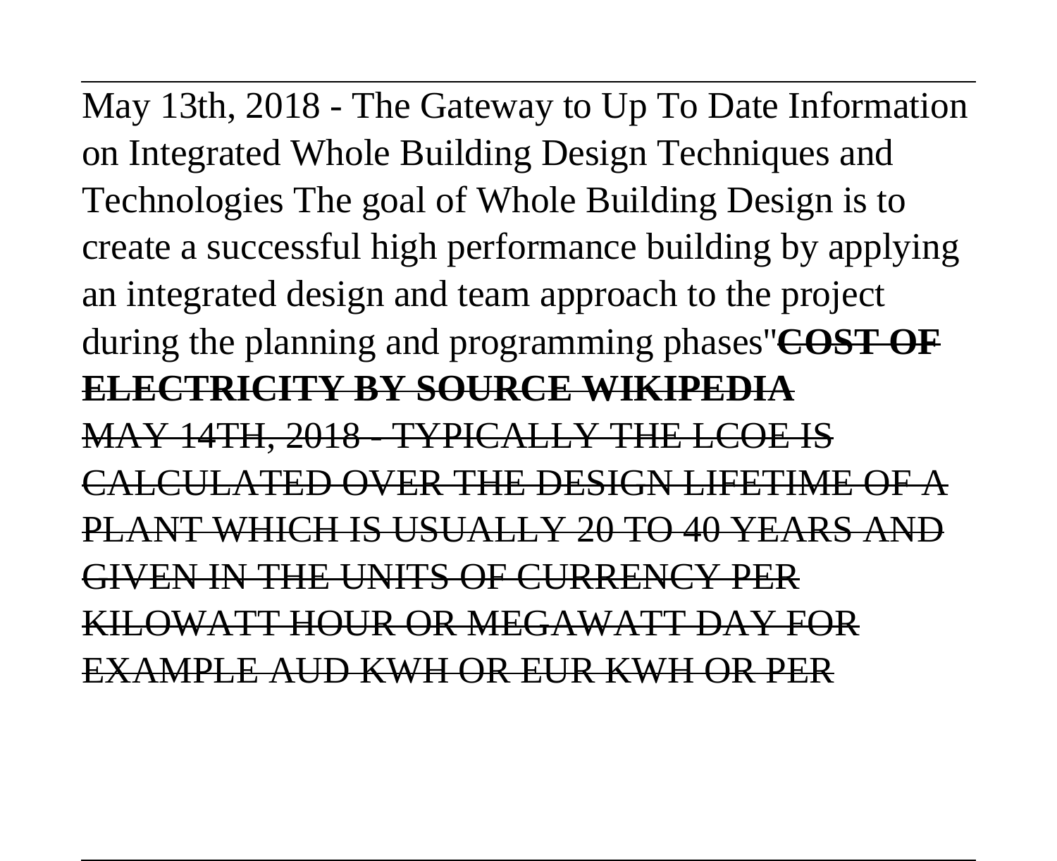May 13th, 2018 - The Gateway to Up To Date Information on Integrated Whole Building Design Techniques and Technologies The goal of Whole Building Design is to create a successful high performance building by applying an integrated design and team approach to the project during the planning and programming phases''~~**COST OF ELECTRICITY BY SOURCE WIKIPEDIA**~~

~~MAY 14TH, 2018 - TYPICALLY THE LCOE IS CALCULATED OVER THE DESIGN LIFETIME OF A PLANT WHICH IS USUALLY 20 TO 40 YEARS AND GIVEN IN THE UNITS OF CURRENCY PER KILOWATT HOUR OR MEGAWATT DAY FOR EXAMPLE AUD KWH OR EUR KWH OR PER~~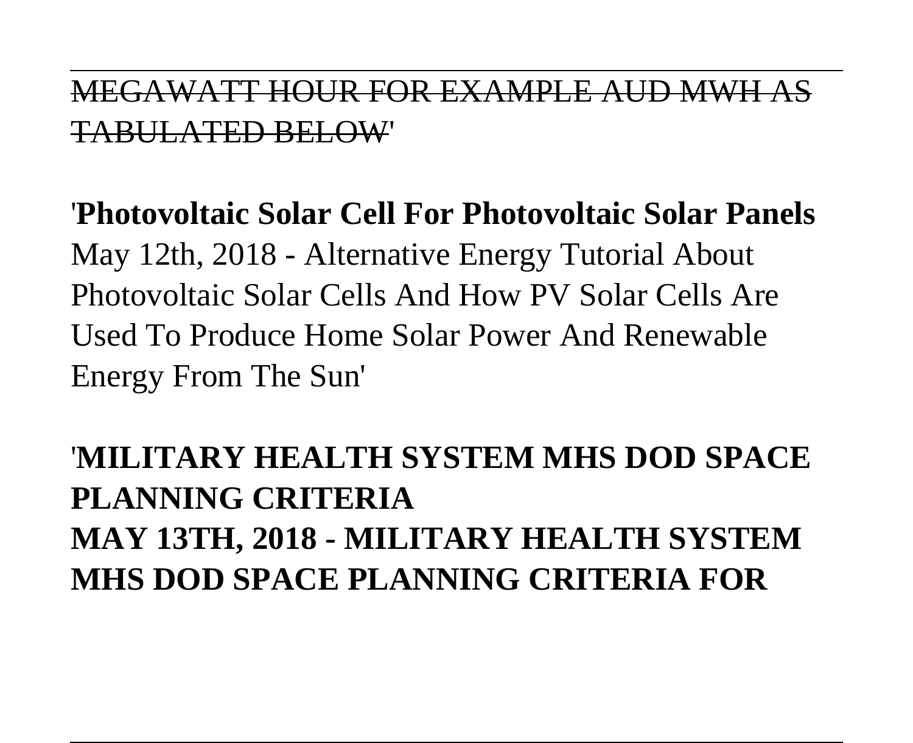MEGAWATT HOUR FOR EXAMPLE AUD MWH AS TABULATED BELOW'

'**Photovoltaic Solar Cell For Photovoltaic Solar Panels**
May 12th, 2018 - Alternative Energy Tutorial About Photovoltaic Solar Cells And How PV Solar Cells Are Used To Produce Home Solar Power And Renewable Energy From The Sun'

'**MILITARY HEALTH SYSTEM MHS DOD SPACE PLANNING CRITERIA**
**MAY 13TH, 2018 - MILITARY HEALTH SYSTEM MHS DOD SPACE PLANNING CRITERIA FOR**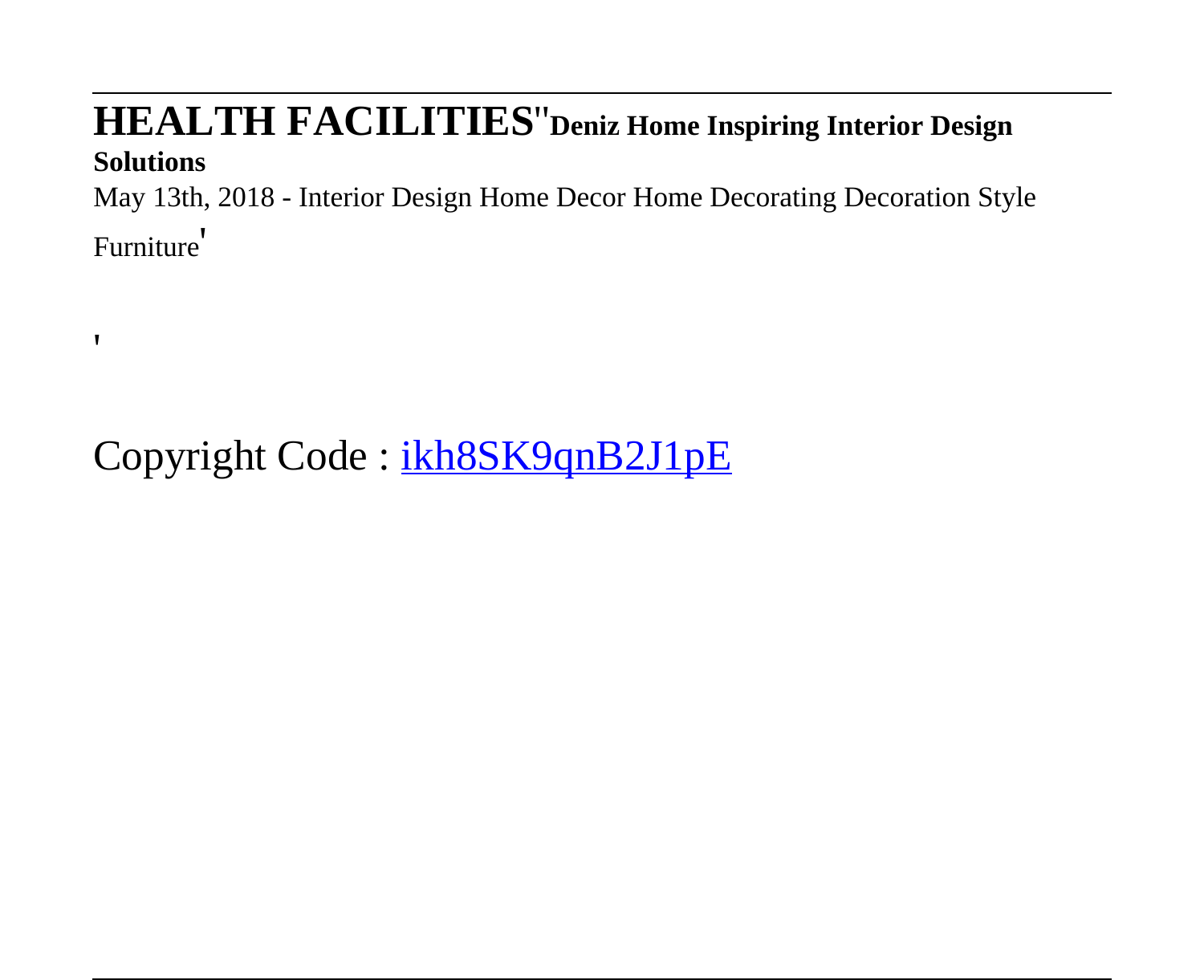**HEALTH FACILITIES**''**Deniz Home Inspiring Interior Design Solutions**

May 13th, 2018 - Interior Design Home Decor Home Decorating Decoration Style Furniture'

'

Copyright Code : ikh8SK9qnB2J1pE